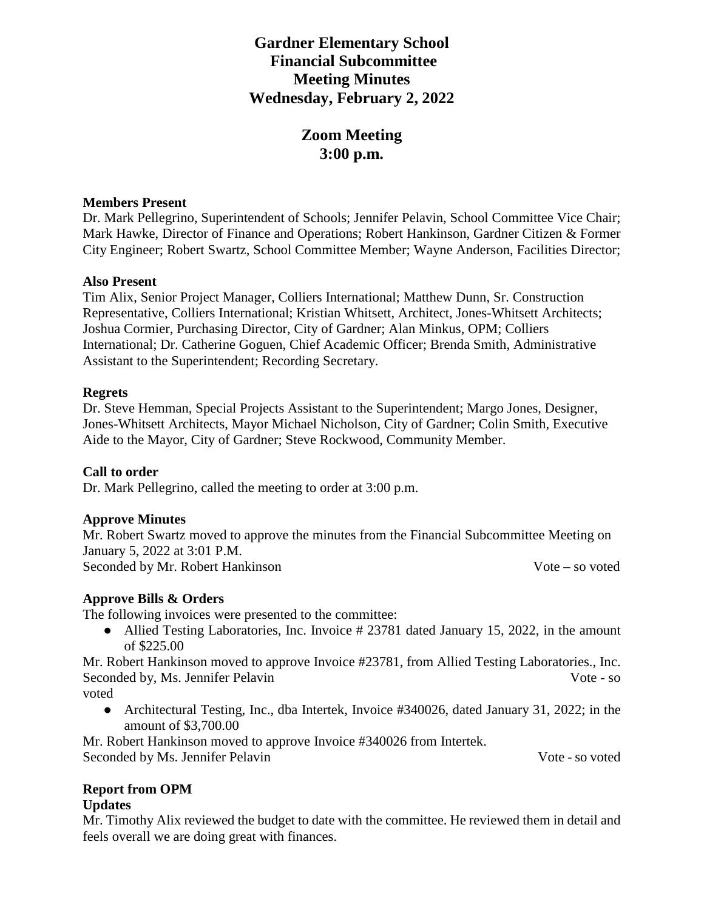# Gardner Elementary School
# Financial Subcommittee
# Meeting Minutes
# Wednesday, February 2, 2022

## Zoom Meeting
## 3:00 p.m.

**Members Present**

Dr. Mark Pellegrino, Superintendent of Schools; Jennifer Pelavin, School Committee Vice Chair; Mark Hawke, Director of Finance and Operations; Robert Hankinson, Gardner Citizen & Former City Engineer; Robert Swartz, School Committee Member; Wayne Anderson, Facilities Director;

**Also Present**

Tim Alix, Senior Project Manager, Colliers International; Matthew Dunn, Sr. Construction Representative, Colliers International; Kristian Whitsett, Architect, Jones-Whitsett Architects; Joshua Cormier, Purchasing Director, City of Gardner; Alan Minkus, OPM; Colliers International; Dr. Catherine Goguen, Chief Academic Officer; Brenda Smith, Administrative Assistant to the Superintendent; Recording Secretary.

**Regrets**

Dr. Steve Hemman, Special Projects Assistant to the Superintendent; Margo Jones, Designer, Jones-Whitsett Architects, Mayor Michael Nicholson, City of Gardner; Colin Smith, Executive Aide to the Mayor, City of Gardner; Steve Rockwood, Community Member.

**Call to order**

Dr. Mark Pellegrino, called the meeting to order at 3:00 p.m.

**Approve Minutes**

Mr. Robert Swartz moved to approve the minutes from the Financial Subcommittee Meeting on January 5, 2022 at 3:01 P.M.
Seconded by Mr. Robert Hankinson Vote – so voted

**Approve Bills & Orders**

The following invoices were presented to the committee:

- Allied Testing Laboratories, Inc. Invoice # 23781 dated January 15, 2022, in the amount of $225.00

Mr. Robert Hankinson moved to approve Invoice #23781, from Allied Testing Laboratories., Inc.
Seconded by, Ms. Jennifer Pelavin Vote - so voted

- Architectural Testing, Inc., dba Intertek, Invoice #340026, dated January 31, 2022; in the amount of $3,700.00

Mr. Robert Hankinson moved to approve Invoice #340026 from Intertek.
Seconded by Ms. Jennifer Pelavin Vote - so voted

**Report from OPM**

**Updates**

Mr. Timothy Alix reviewed the budget to date with the committee. He reviewed them in detail and feels overall we are doing great with finances.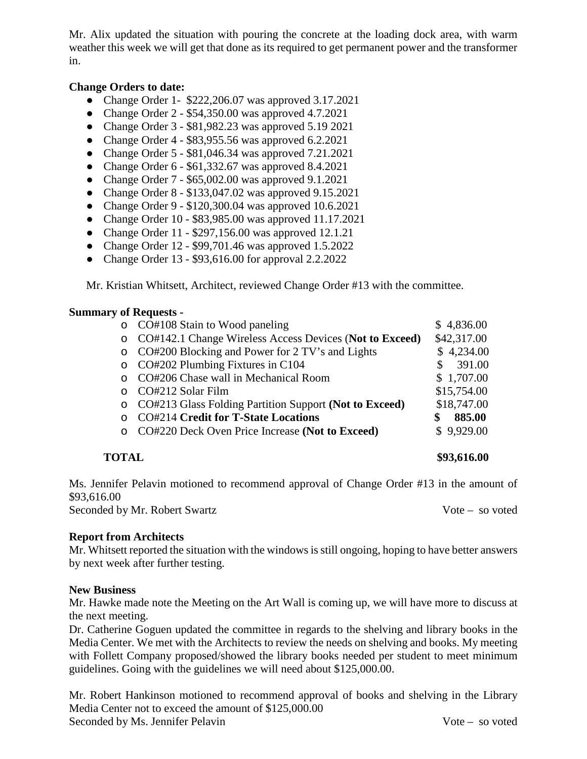Mr. Alix updated the situation with pouring the concrete at the loading dock area, with warm weather this week we will get that done as its required to get permanent power and the transformer in.

**Change Orders to date:**

- Change Order 1- $222,206.07 was approved 3.17.2021
- Change Order 2 - $54,350.00 was approved 4.7.2021
- Change Order 3 - $81,982.23 was approved 5.19 2021
- Change Order 4 - $83,955.56 was approved 6.2.2021
- Change Order 5 - $81,046.34 was approved 7.21.2021
- Change Order 6 - $61,332.67 was approved 8.4.2021
- Change Order 7 - $65,002.00 was approved 9.1.2021
- Change Order 8 - $133,047.02 was approved 9.15.2021
- Change Order 9 - $120,300.04 was approved 10.6.2021
- Change Order 10 - $83,985.00 was approved 11.17.2021
- Change Order 11 - $297,156.00 was approved 12.1.21
- Change Order 12 - $99,701.46 was approved 1.5.2022
- Change Order 13 - $93,616.00 for approval 2.2.2022

Mr. Kristian Whitsett, Architect, reviewed Change Order #13 with the committee.

**Summary of Requests -**

| Request | Amount |
|---|---|
| CO#108 Stain to Wood paneling | $ 4,836.00 |
| CO#142.1 Change Wireless Access Devices (**Not to Exceed**) | $42,317.00 |
| CO#200 Blocking and Power for 2 TV's and Lights | $ 4,234.00 |
| CO#202 Plumbing Fixtures in C104 | $ 391.00 |
| CO#206 Chase wall in Mechanical Room | $ 1,707.00 |
| CO#212 Solar Film | $15,754.00 |
| CO#213 Glass Folding Partition Support **(Not to Exceed)** | $18,747.00 |
| CO#214 **Credit for T-State Locations** | **$ 885.00** |
| CO#220 Deck Oven Price Increase **(Not to Exceed)** | $ 9,929.00 |
| **TOTAL** | **$93,616.00** |

Ms. Jennifer Pelavin motioned to recommend approval of Change Order #13 in the amount of $93,616.00
Seconded by Mr. Robert Swartz Vote – so voted

**Report from Architects**

Mr. Whitsett reported the situation with the windows is still ongoing, hoping to have better answers by next week after further testing.

**New Business**

Mr. Hawke made note the Meeting on the Art Wall is coming up, we will have more to discuss at the next meeting.

Dr. Catherine Goguen updated the committee in regards to the shelving and library books in the Media Center. We met with the Architects to review the needs on shelving and books. My meeting with Follett Company proposed/showed the library books needed per student to meet minimum guidelines. Going with the guidelines we will need about $125,000.00.

Mr. Robert Hankinson motioned to recommend approval of books and shelving in the Library Media Center not to exceed the amount of $125,000.00
Seconded by Ms. Jennifer Pelavin Vote – so voted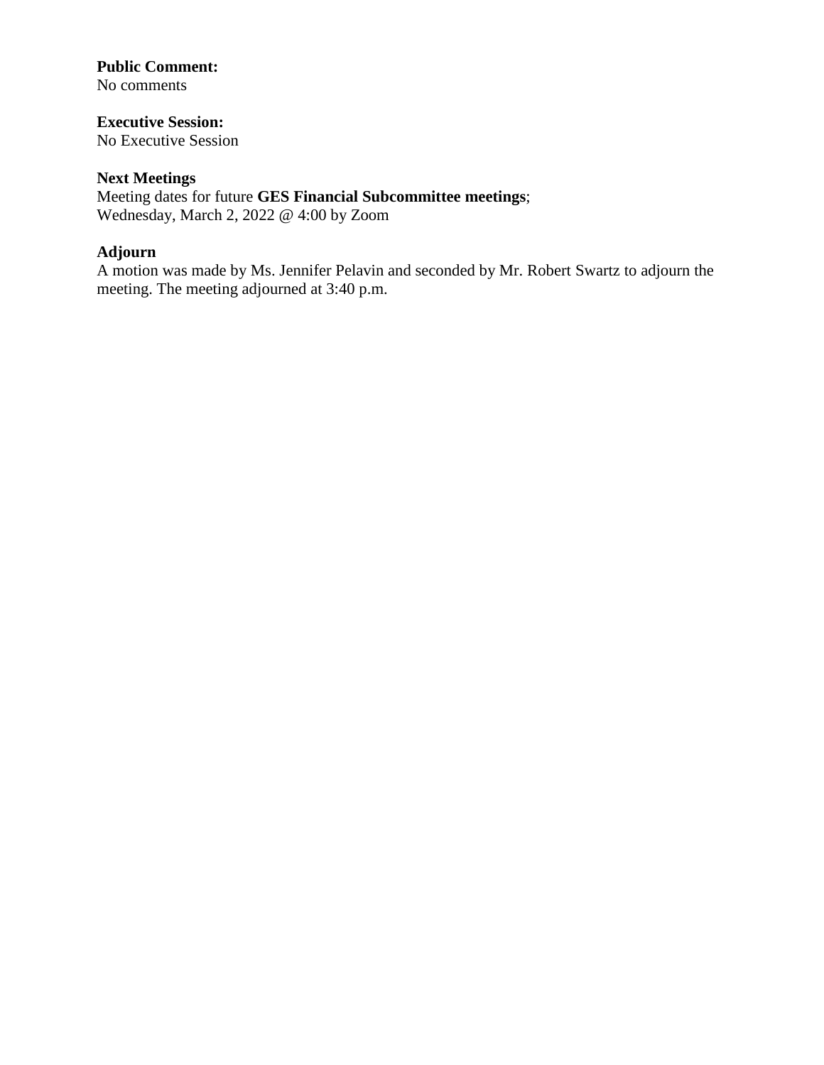**Public Comment:**
No comments

**Executive Session:**
No Executive Session

**Next Meetings**
Meeting dates for future **GES Financial Subcommittee meetings**;
Wednesday, March 2, 2022 @ 4:00 by Zoom

**Adjourn**
A motion was made by Ms. Jennifer Pelavin and seconded by Mr. Robert Swartz to adjourn the meeting. The meeting adjourned at 3:40 p.m.